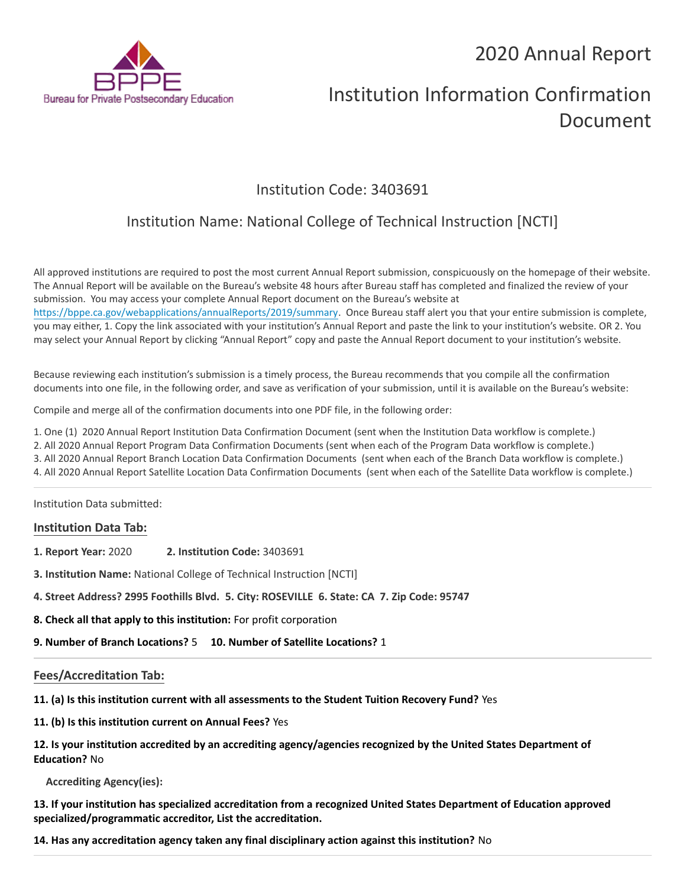BPPE

Bureau for Private Postsecondary Education

# 2020 Annual Report

# Institution Information Confirmation Document

## Institution Code: 3403691

## Institution Name: National College of Technical Instruction [NCTI]

All approved institutions are required to post the most current Annual Report submission, conspicuously on the homepage of their website. The Annual Report will be available on the Bureau's website 48 hours after Bureau staff has completed and finalized the review of your submission. You may access your complete Annual Report document on the Bureau's website at https://bppe.ca.gov/webapplications/annualReports/2019/summary. Once Bureau staff alert you that your entire submission is complete, you may either, 1. Copy the link associated with your institution's Annual Report and paste the link to your institution's website. OR 2. You may select your Annual Report by clicking "Annual Report" copy and paste the Annual Report document to your institution's website.

Because reviewing each institution's submission is a timely process, the Bureau recommends that you compile all the confirmation documents into one file, in the following order, and save as verification of your submission, until it is available on the Bureau's website:

Compile and merge all of the confirmation documents into one PDF file, in the following order:

1. One (1) 2020 Annual Report Institution Data Confirmation Document (sent when the Institution Data workflow is complete.)
2. All 2020 Annual Report Program Data Confirmation Documents (sent when each of the Program Data workflow is complete.)
3. All 2020 Annual Report Branch Location Data Confirmation Documents (sent when each of the Branch Data workflow is complete.)
4. All 2020 Annual Report Satellite Location Data Confirmation Documents (sent when each of the Satellite Data workflow is complete.)

---

Institution Data submitted:

### Institution Data Tab:

**1. Report Year:** 2020 **2. Institution Code:** 3403691

**3. Institution Name:** National College of Technical Instruction [NCTI]

**4. Street Address? 2995 Foothills Blvd. 5. City: ROSEVILLE 6. State: CA 7. Zip Code: 95747**

**8. Check all that apply to this institution:** For profit corporation

**9. Number of Branch Locations?** 5 **10. Number of Satellite Locations?** 1

---

### Fees/Accreditation Tab:

**11. (a) Is this institution current with all assessments to the Student Tuition Recovery Fund?** Yes

**11. (b) Is this institution current on Annual Fees?** Yes

**12. Is your institution accredited by an accrediting agency/agencies recognized by the United States Department of Education?** No

**Accrediting Agency(ies):**

**13. If your institution has specialized accreditation from a recognized United States Department of Education approved specialized/programmatic accreditor, List the accreditation.**

**14. Has any accreditation agency taken any final disciplinary action against this institution?** No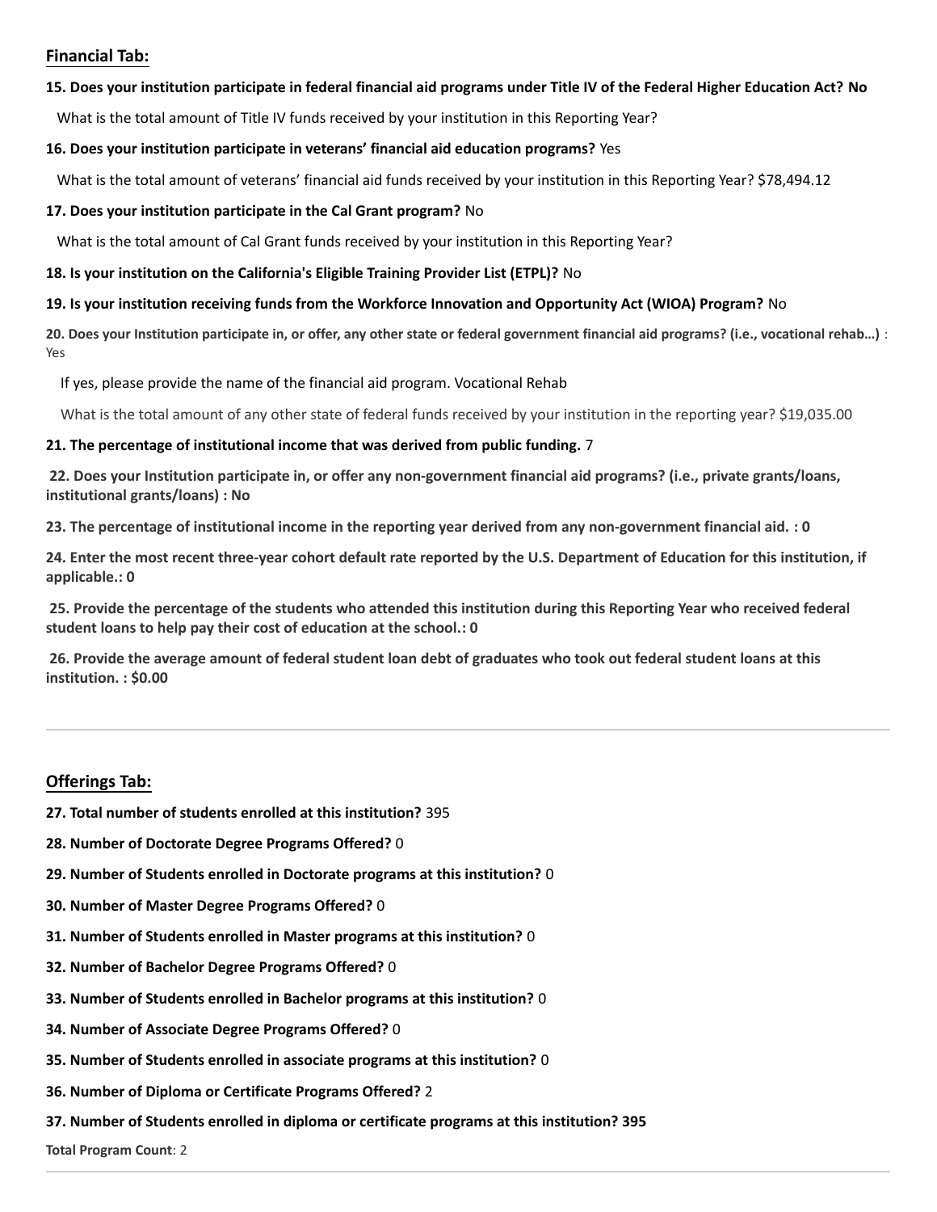## Financial Tab:

**15. Does your institution participate in federal financial aid programs under Title IV of the Federal Higher Education Act? No**

What is the total amount of Title IV funds received by your institution in this Reporting Year?

**16. Does your institution participate in veterans' financial aid education programs?** Yes

What is the total amount of veterans' financial aid funds received by your institution in this Reporting Year? $78,494.12

**17. Does your institution participate in the Cal Grant program?** No

What is the total amount of Cal Grant funds received by your institution in this Reporting Year?

**18. Is your institution on the California's Eligible Training Provider List (ETPL)?** No

**19. Is your institution receiving funds from the Workforce Innovation and Opportunity Act (WIOA) Program?** No

**20. Does your Institution participate in, or offer, any other state or federal government financial aid programs? (i.e., vocational rehab...)** : Yes

If yes, please provide the name of the financial aid program. Vocational Rehab

What is the total amount of any other state of federal funds received by your institution in the reporting year? $19,035.00

**21. The percentage of institutional income that was derived from public funding.** 7

**22. Does your Institution participate in, or offer any non-government financial aid programs? (i.e., private grants/loans, institutional grants/loans) : No**

**23. The percentage of institutional income in the reporting year derived from any non-government financial aid. : 0**

**24. Enter the most recent three-year cohort default rate reported by the U.S. Department of Education for this institution, if applicable.: 0**

**25. Provide the percentage of the students who attended this institution during this Reporting Year who received federal student loans to help pay their cost of education at the school.: 0**

**26. Provide the average amount of federal student loan debt of graduates who took out federal student loans at this institution. : $0.00**

---

## Offerings Tab:

**27. Total number of students enrolled at this institution?** 395

**28. Number of Doctorate Degree Programs Offered?** 0

**29. Number of Students enrolled in Doctorate programs at this institution?** 0

**30. Number of Master Degree Programs Offered?** 0

**31. Number of Students enrolled in Master programs at this institution?** 0

**32. Number of Bachelor Degree Programs Offered?** 0

**33. Number of Students enrolled in Bachelor programs at this institution?** 0

**34. Number of Associate Degree Programs Offered?** 0

**35. Number of Students enrolled in associate programs at this institution?** 0

**36. Number of Diploma or Certificate Programs Offered?** 2

**37. Number of Students enrolled in diploma or certificate programs at this institution? 395**

**Total Program Count**: 2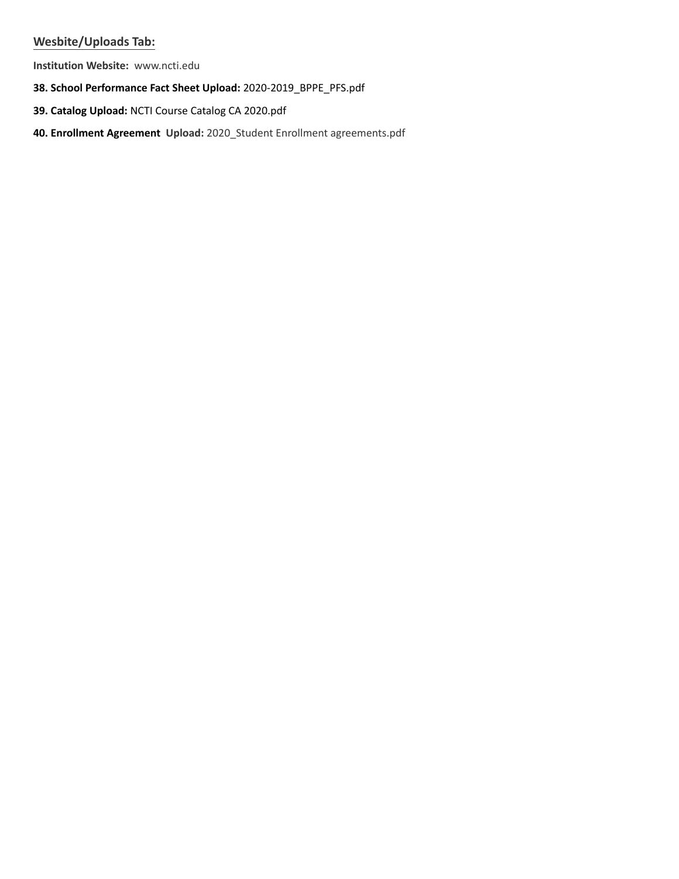## Wesbite/Uploads Tab:

**Institution Website:** www.ncti.edu

**38. School Performance Fact Sheet Upload:** 2020-2019_BPPE_PFS.pdf

**39. Catalog Upload:** NCTI Course Catalog CA 2020.pdf

**40. Enrollment Agreement Upload:** 2020_Student Enrollment agreements.pdf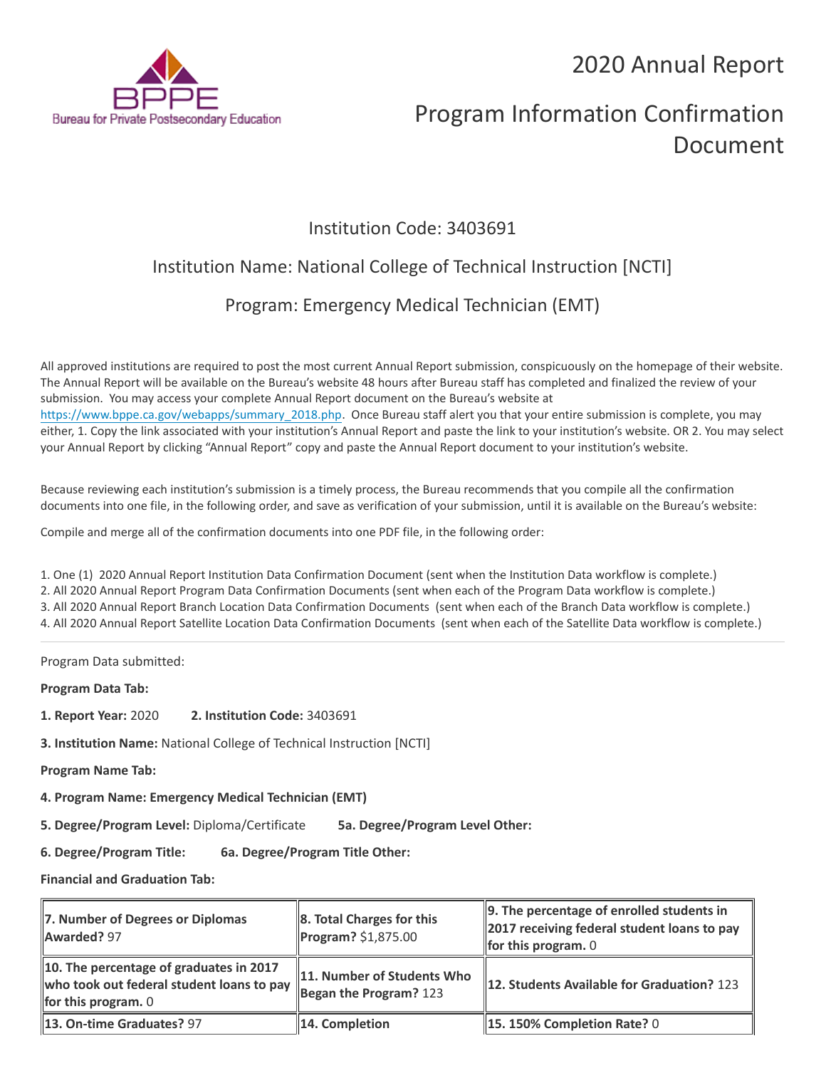# 2020 Annual Report

# Program Information Confirmation Document

## Institution Code: 3403691

## Institution Name: National College of Technical Instruction [NCTI]

## Program: Emergency Medical Technician (EMT)

All approved institutions are required to post the most current Annual Report submission, conspicuously on the homepage of their website. The Annual Report will be available on the Bureau's website 48 hours after Bureau staff has completed and finalized the review of your submission. You may access your complete Annual Report document on the Bureau's website at https://www.bppe.ca.gov/webapps/summary_2018.php. Once Bureau staff alert you that your entire submission is complete, you may either, 1. Copy the link associated with your institution's Annual Report and paste the link to your institution's website. OR 2. You may select your Annual Report by clicking "Annual Report" copy and paste the Annual Report document to your institution's website.

Because reviewing each institution's submission is a timely process, the Bureau recommends that you compile all the confirmation documents into one file, in the following order, and save as verification of your submission, until it is available on the Bureau's website:

Compile and merge all of the confirmation documents into one PDF file, in the following order:

1. One (1) 2020 Annual Report Institution Data Confirmation Document (sent when the Institution Data workflow is complete.)
2. All 2020 Annual Report Program Data Confirmation Documents (sent when each of the Program Data workflow is complete.)
3. All 2020 Annual Report Branch Location Data Confirmation Documents (sent when each of the Branch Data workflow is complete.)
4. All 2020 Annual Report Satellite Location Data Confirmation Documents (sent when each of the Satellite Data workflow is complete.)

---

Program Data submitted:

**Program Data Tab:**

**1. Report Year:** 2020 **2. Institution Code:** 3403691

**3. Institution Name:** National College of Technical Instruction [NCTI]

**Program Name Tab:**

**4. Program Name: Emergency Medical Technician (EMT)**

**5. Degree/Program Level:** Diploma/Certificate **5a. Degree/Program Level Other:**

**6. Degree/Program Title:** **6a. Degree/Program Title Other:**

**Financial and Graduation Tab:**

| | | |
|---|---|---|
| **7. Number of Degrees or Diplomas Awarded?** 97 | **8. Total Charges for this Program?** $1,875.00 | **9. The percentage of enrolled students in 2017 receiving federal student loans to pay for this program.** 0 |
| **10. The percentage of graduates in 2017 who took out federal student loans to pay for this program.** 0 | **11. Number of Students Who Began the Program?** 123 | **12. Students Available for Graduation?** 123 |
| **13. On-time Graduates?** 97 | **14. Completion** | **15. 150% Completion Rate?** 0 |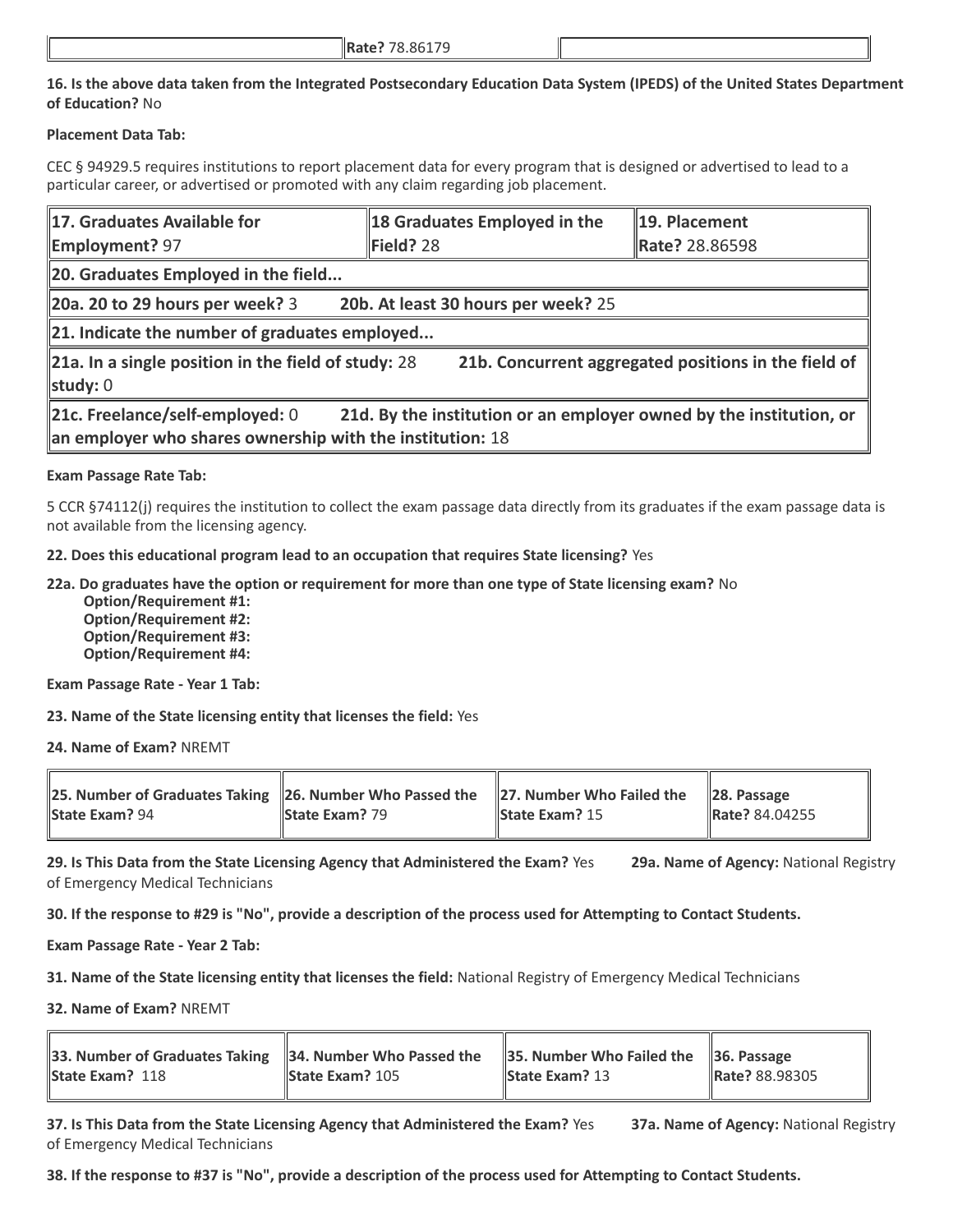| | **Rate?** 78.86179 | |
|---|---|---|

**16. Is the above data taken from the Integrated Postsecondary Education Data System (IPEDS) of the United States Department of Education?** No

**Placement Data Tab:**

CEC § 94929.5 requires institutions to report placement data for every program that is designed or advertised to lead to a particular career, or advertised or promoted with any claim regarding job placement.

| **17. Graduates Available for Employment?** 97 | **18 Graduates Employed in the Field?** 28 | **19. Placement Rate?** 28.86598 |
|---|---|---|
| **20. Graduates Employed in the field...** | | |
| **20a. 20 to 29 hours per week?** 3 | **20b. At least 30 hours per week?** 25 | |
| **21. Indicate the number of graduates employed...** | | |
| **21a. In a single position in the field of study:** 28 | **21b. Concurrent aggregated positions in the field of study:** 0 | |
| **21c. Freelance/self-employed:** 0 | **21d. By the institution or an employer owned by the institution, or an employer who shares ownership with the institution:** 18 | |

**Exam Passage Rate Tab:**

5 CCR §74112(j) requires the institution to collect the exam passage data directly from its graduates if the exam passage data is not available from the licensing agency.

**22. Does this educational program lead to an occupation that requires State licensing?** Yes

**22a. Do graduates have the option or requirement for more than one type of State licensing exam?** No

- **Option/Requirement #1:**
- **Option/Requirement #2:**
- **Option/Requirement #3:**
- **Option/Requirement #4:**

**Exam Passage Rate - Year 1 Tab:**

**23. Name of the State licensing entity that licenses the field:** Yes

**24. Name of Exam?** NREMT

| **25. Number of Graduates Taking State Exam?** 94 | **26. Number Who Passed the State Exam?** 79 | **27. Number Who Failed the State Exam?** 15 | **28. Passage Rate?** 84.04255 |
|---|---|---|---|

**29. Is This Data from the State Licensing Agency that Administered the Exam?** Yes **29a. Name of Agency:** National Registry of Emergency Medical Technicians

**30. If the response to #29 is "No", provide a description of the process used for Attempting to Contact Students.**

**Exam Passage Rate - Year 2 Tab:**

**31. Name of the State licensing entity that licenses the field:** National Registry of Emergency Medical Technicians

**32. Name of Exam?** NREMT

| **33. Number of Graduates Taking State Exam?** 118 | **34. Number Who Passed the State Exam?** 105 | **35. Number Who Failed the State Exam?** 13 | **36. Passage Rate?** 88.98305 |
|---|---|---|---|

**37. Is This Data from the State Licensing Agency that Administered the Exam?** Yes **37a. Name of Agency:** National Registry of Emergency Medical Technicians

**38. If the response to #37 is "No", provide a description of the process used for Attempting to Contact Students.**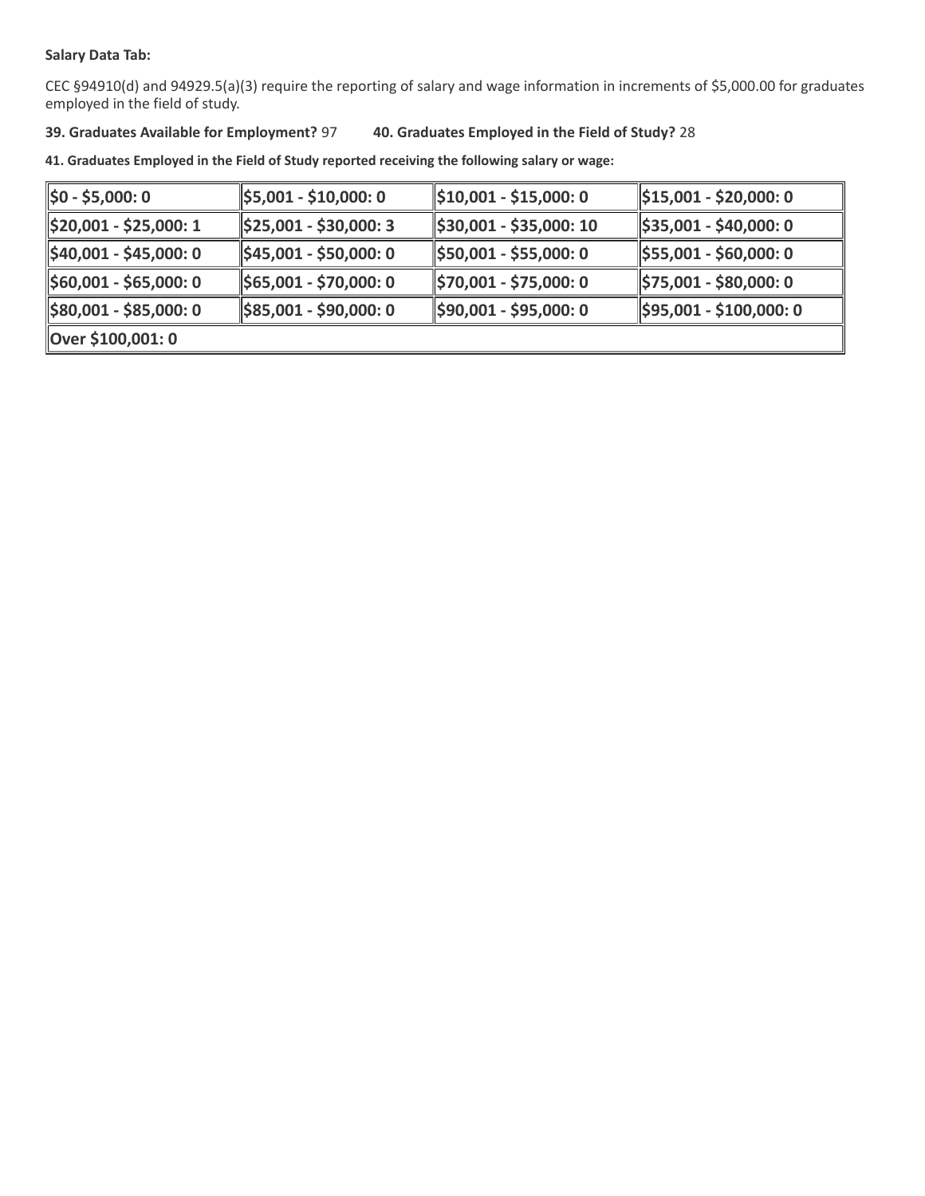**Salary Data Tab:**

CEC §94910(d) and 94929.5(a)(3) require the reporting of salary and wage information in increments of $5,000.00 for graduates employed in the field of study.

**39. Graduates Available for Employment?** 97 **40. Graduates Employed in the Field of Study?** 28

**41. Graduates Employed in the Field of Study reported receiving the following salary or wage:**

| | | | |
|---|---|---|---|
| **$0 - $5,000: 0** | **$5,001 - $10,000: 0** | **$10,001 - $15,000: 0** | **$15,001 - $20,000: 0** |
| **$20,001 - $25,000: 1** | **$25,001 - $30,000: 3** | **$30,001 - $35,000: 10** | **$35,001 - $40,000: 0** |
| **$40,001 - $45,000: 0** | **$45,001 - $50,000: 0** | **$50,001 - $55,000: 0** | **$55,001 - $60,000: 0** |
| **$60,001 - $65,000: 0** | **$65,001 - $70,000: 0** | **$70,001 - $75,000: 0** | **$75,001 - $80,000: 0** |
| **$80,001 - $85,000: 0** | **$85,001 - $90,000: 0** | **$90,001 - $95,000: 0** | **$95,001 - $100,000: 0** |
| **Over $100,001: 0** | | | |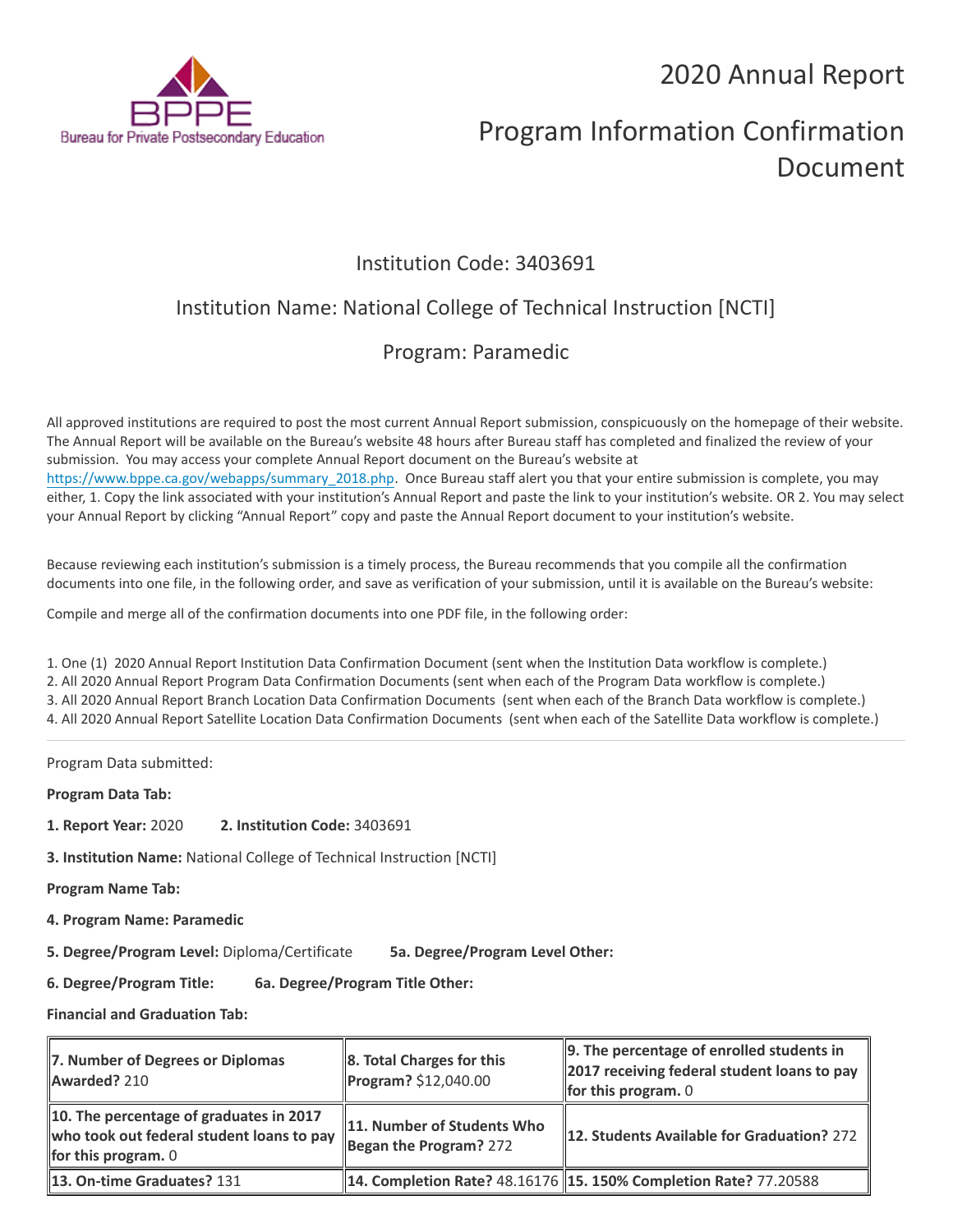# 2020 Annual Report

# Program Information Confirmation Document

## Institution Code: 3403691

## Institution Name: National College of Technical Instruction [NCTI]

## Program: Paramedic

All approved institutions are required to post the most current Annual Report submission, conspicuously on the homepage of their website. The Annual Report will be available on the Bureau's website 48 hours after Bureau staff has completed and finalized the review of your submission. You may access your complete Annual Report document on the Bureau's website at https://www.bppe.ca.gov/webapps/summary_2018.php. Once Bureau staff alert you that your entire submission is complete, you may either, 1. Copy the link associated with your institution's Annual Report and paste the link to your institution's website. OR 2. You may select your Annual Report by clicking "Annual Report" copy and paste the Annual Report document to your institution's website.

Because reviewing each institution's submission is a timely process, the Bureau recommends that you compile all the confirmation documents into one file, in the following order, and save as verification of your submission, until it is available on the Bureau's website:

Compile and merge all of the confirmation documents into one PDF file, in the following order:

1. One (1) 2020 Annual Report Institution Data Confirmation Document (sent when the Institution Data workflow is complete.)
2. All 2020 Annual Report Program Data Confirmation Documents (sent when each of the Program Data workflow is complete.)
3. All 2020 Annual Report Branch Location Data Confirmation Documents (sent when each of the Branch Data workflow is complete.)
4. All 2020 Annual Report Satellite Location Data Confirmation Documents (sent when each of the Satellite Data workflow is complete.)

---

Program Data submitted:

**Program Data Tab:**

**1. Report Year:** 2020 **2. Institution Code:** 3403691

**3. Institution Name:** National College of Technical Instruction [NCTI]

**Program Name Tab:**

**4. Program Name: Paramedic**

**5. Degree/Program Level:** Diploma/Certificate **5a. Degree/Program Level Other:**

**6. Degree/Program Title:** **6a. Degree/Program Title Other:**

**Financial and Graduation Tab:**

| | | |
|---|---|---|
| **7. Number of Degrees or Diplomas Awarded?** 210 | **8. Total Charges for this Program?** $12,040.00 | **9. The percentage of enrolled students in 2017 receiving federal student loans to pay for this program.** 0 |
| **10. The percentage of graduates in 2017 who took out federal student loans to pay for this program.** 0 | **11. Number of Students Who Began the Program?** 272 | **12. Students Available for Graduation?** 272 |
| **13. On-time Graduates?** 131 | **14. Completion Rate?** 48.16176 | **15. 150% Completion Rate?** 77.20588 |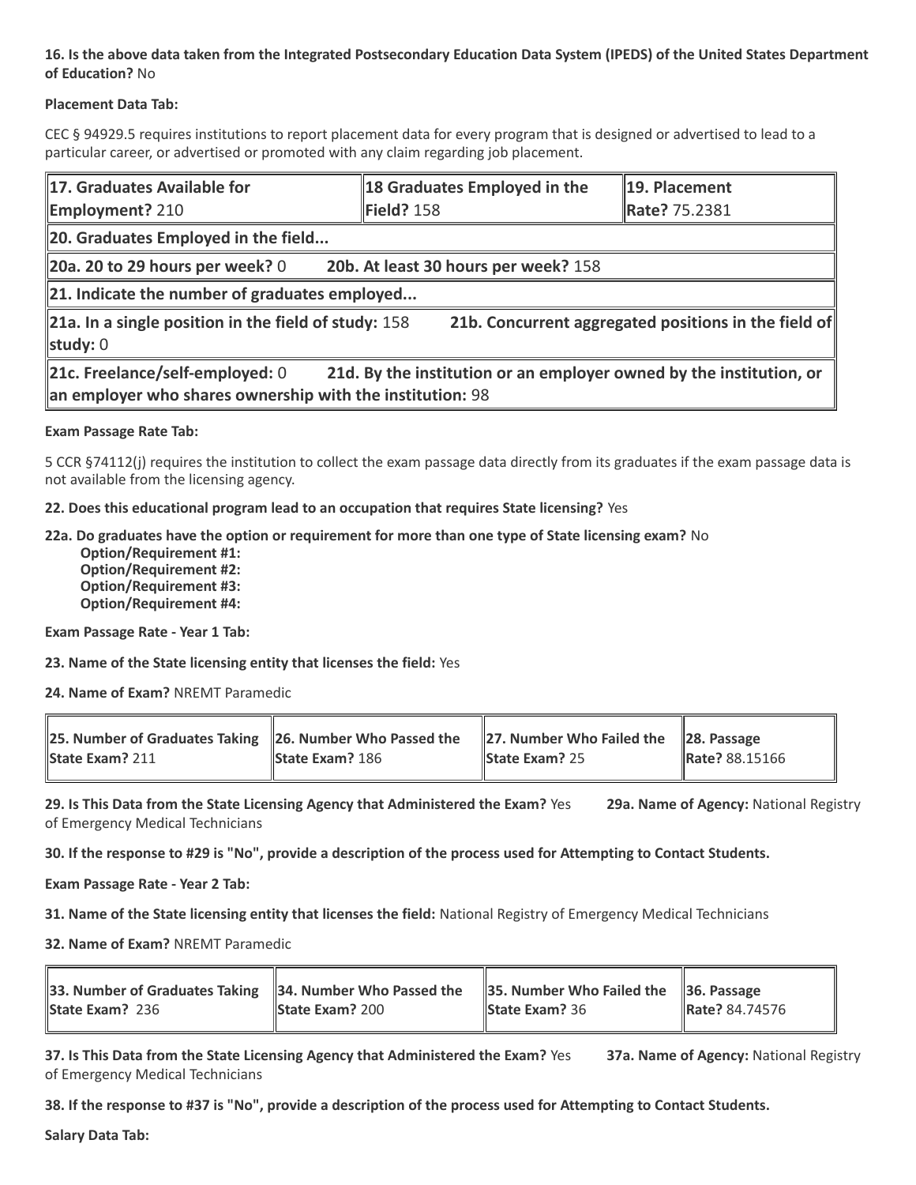**16. Is the above data taken from the Integrated Postsecondary Education Data System (IPEDS) of the United States Department of Education?** No

**Placement Data Tab:**

CEC § 94929.5 requires institutions to report placement data for every program that is designed or advertised to lead to a particular career, or advertised or promoted with any claim regarding job placement.

| **17. Graduates Available for Employment?** 210 | **18 Graduates Employed in the Field?** 158 | **19. Placement Rate?** 75.2381 |
|---|---|---|
| **20. Graduates Employed in the field...** | | |
| **20a. 20 to 29 hours per week?** 0 **20b. At least 30 hours per week?** 158 | | |
| **21. Indicate the number of graduates employed...** | | |
| **21a. In a single position in the field of study:** 158 **21b. Concurrent aggregated positions in the field of study:** 0 | | |
| **21c. Freelance/self-employed:** 0 **21d. By the institution or an employer owned by the institution, or an employer who shares ownership with the institution:** 98 | | |

**Exam Passage Rate Tab:**

5 CCR §74112(j) requires the institution to collect the exam passage data directly from its graduates if the exam passage data is not available from the licensing agency.

**22. Does this educational program lead to an occupation that requires State licensing?** Yes

**22a. Do graduates have the option or requirement for more than one type of State licensing exam?** No
  **Option/Requirement #1:**
  **Option/Requirement #2:**
  **Option/Requirement #3:**
  **Option/Requirement #4:**

**Exam Passage Rate - Year 1 Tab:**

**23. Name of the State licensing entity that licenses the field:** Yes

**24. Name of Exam?** NREMT Paramedic

| **25. Number of Graduates Taking State Exam?** 211 | **26. Number Who Passed the State Exam?** 186 | **27. Number Who Failed the State Exam?** 25 | **28. Passage Rate?** 88.15166 |
|---|---|---|---|

**29. Is This Data from the State Licensing Agency that Administered the Exam?** Yes **29a. Name of Agency:** National Registry of Emergency Medical Technicians

**30. If the response to #29 is "No", provide a description of the process used for Attempting to Contact Students.**

**Exam Passage Rate - Year 2 Tab:**

**31. Name of the State licensing entity that licenses the field:** National Registry of Emergency Medical Technicians

**32. Name of Exam?** NREMT Paramedic

| **33. Number of Graduates Taking State Exam?** 236 | **34. Number Who Passed the State Exam?** 200 | **35. Number Who Failed the State Exam?** 36 | **36. Passage Rate?** 84.74576 |
|---|---|---|---|

**37. Is This Data from the State Licensing Agency that Administered the Exam?** Yes **37a. Name of Agency:** National Registry of Emergency Medical Technicians

**38. If the response to #37 is "No", provide a description of the process used for Attempting to Contact Students.**

**Salary Data Tab:**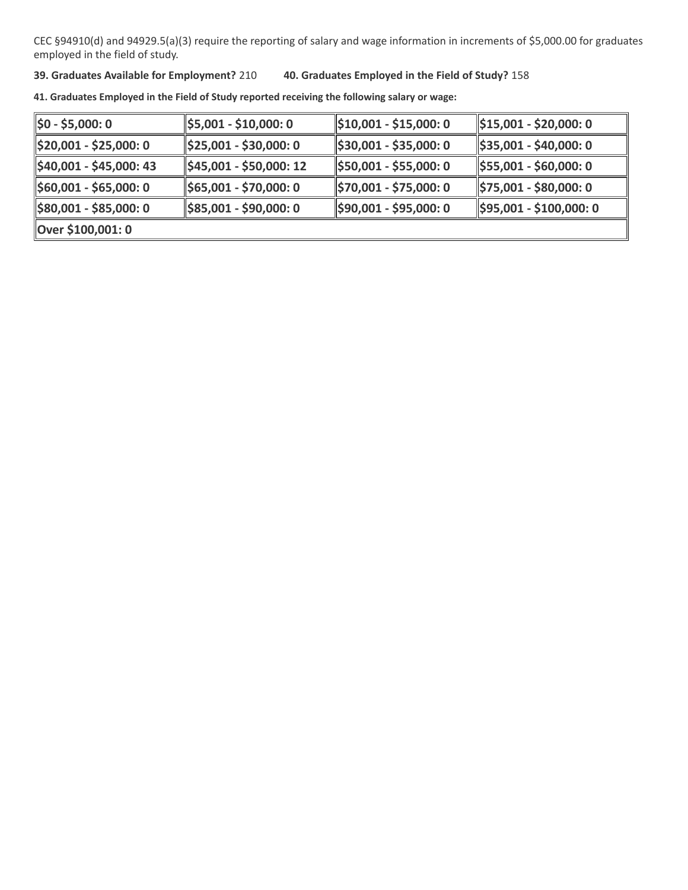CEC §94910(d) and 94929.5(a)(3) require the reporting of salary and wage information in increments of $5,000.00 for graduates employed in the field of study.

**39. Graduates Available for Employment?** 210 **40. Graduates Employed in the Field of Study?** 158

**41. Graduates Employed in the Field of Study reported receiving the following salary or wage:**

| | | | |
|---|---|---|---|
| **$0 - $5,000: 0** | **$5,001 - $10,000: 0** | **$10,001 - $15,000: 0** | **$15,001 - $20,000: 0** |
| **$20,001 - $25,000: 0** | **$25,001 - $30,000: 0** | **$30,001 - $35,000: 0** | **$35,001 - $40,000: 0** |
| **$40,001 - $45,000: 43** | **$45,001 - $50,000: 12** | **$50,001 - $55,000: 0** | **$55,001 - $60,000: 0** |
| **$60,001 - $65,000: 0** | **$65,001 - $70,000: 0** | **$70,001 - $75,000: 0** | **$75,001 - $80,000: 0** |
| **$80,001 - $85,000: 0** | **$85,001 - $90,000: 0** | **$90,001 - $95,000: 0** | **$95,001 - $100,000: 0** |
| **Over $100,001: 0** | | | |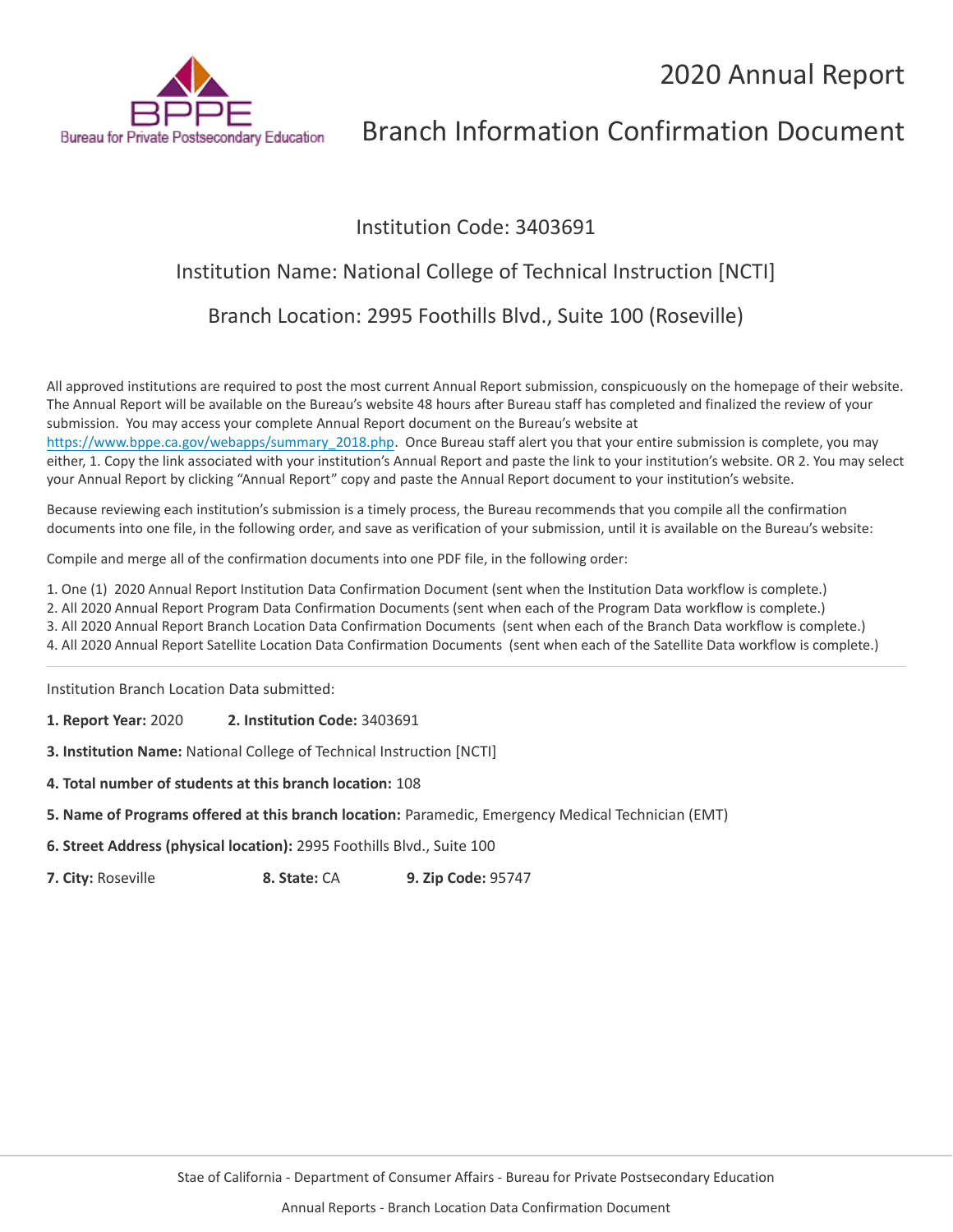# 2020 Annual Report

# Branch Information Confirmation Document

Institution Code: 3403691

Institution Name: National College of Technical Instruction [NCTI]

Branch Location: 2995 Foothills Blvd., Suite 100 (Roseville)

All approved institutions are required to post the most current Annual Report submission, conspicuously on the homepage of their website. The Annual Report will be available on the Bureau's website 48 hours after Bureau staff has completed and finalized the review of your submission. You may access your complete Annual Report document on the Bureau's website at https://www.bppe.ca.gov/webapps/summary_2018.php. Once Bureau staff alert you that your entire submission is complete, you may either, 1. Copy the link associated with your institution's Annual Report and paste the link to your institution's website. OR 2. You may select your Annual Report by clicking "Annual Report" copy and paste the Annual Report document to your institution's website.

Because reviewing each institution's submission is a timely process, the Bureau recommends that you compile all the confirmation documents into one file, in the following order, and save as verification of your submission, until it is available on the Bureau's website:

Compile and merge all of the confirmation documents into one PDF file, in the following order:

1. One (1) 2020 Annual Report Institution Data Confirmation Document (sent when the Institution Data workflow is complete.)
2. All 2020 Annual Report Program Data Confirmation Documents (sent when each of the Program Data workflow is complete.)
3. All 2020 Annual Report Branch Location Data Confirmation Documents (sent when each of the Branch Data workflow is complete.)
4. All 2020 Annual Report Satellite Location Data Confirmation Documents (sent when each of the Satellite Data workflow is complete.)

---

Institution Branch Location Data submitted:

**1. Report Year:** 2020 **2. Institution Code:** 3403691

**3. Institution Name:** National College of Technical Instruction [NCTI]

**4. Total number of students at this branch location:** 108

**5. Name of Programs offered at this branch location:** Paramedic, Emergency Medical Technician (EMT)

**6. Street Address (physical location):** 2995 Foothills Blvd., Suite 100

**7. City:** Roseville **8. State:** CA **9. Zip Code:** 95747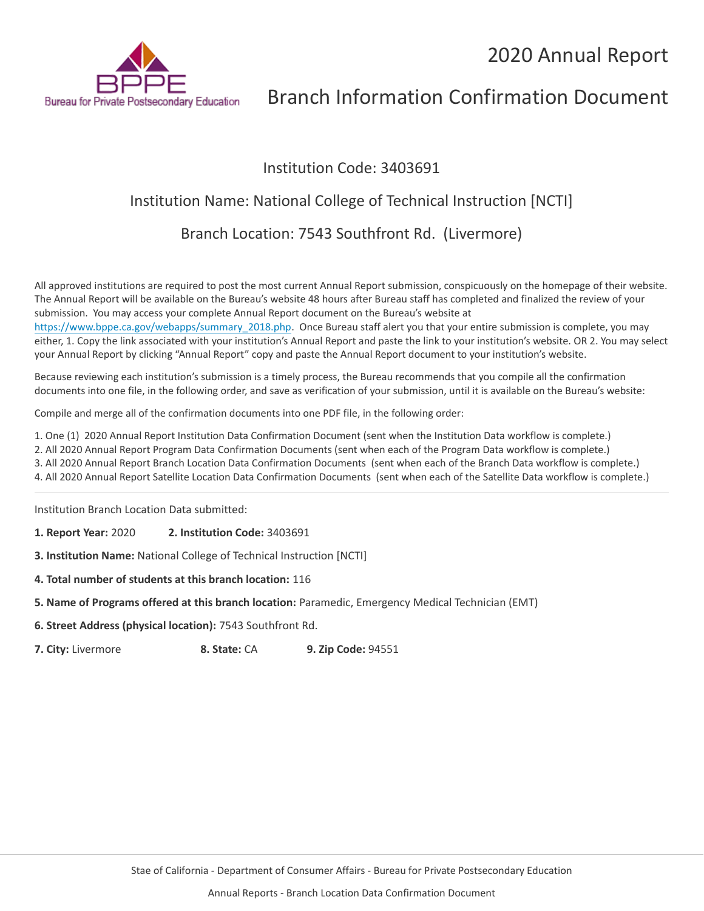# 2020 Annual Report

# Branch Information Confirmation Document

Bureau for Private Postsecondary Education

## Institution Code: 3403691

## Institution Name: National College of Technical Instruction [NCTI]

## Branch Location: 7543 Southfront Rd. (Livermore)

All approved institutions are required to post the most current Annual Report submission, conspicuously on the homepage of their website. The Annual Report will be available on the Bureau's website 48 hours after Bureau staff has completed and finalized the review of your submission. You may access your complete Annual Report document on the Bureau's website at https://www.bppe.ca.gov/webapps/summary_2018.php. Once Bureau staff alert you that your entire submission is complete, you may either, 1. Copy the link associated with your institution's Annual Report and paste the link to your institution's website. OR 2. You may select your Annual Report by clicking "Annual Report" copy and paste the Annual Report document to your institution's website.

Because reviewing each institution's submission is a timely process, the Bureau recommends that you compile all the confirmation documents into one file, in the following order, and save as verification of your submission, until it is available on the Bureau's website:

Compile and merge all of the confirmation documents into one PDF file, in the following order:

1. One (1) 2020 Annual Report Institution Data Confirmation Document (sent when the Institution Data workflow is complete.)
2. All 2020 Annual Report Program Data Confirmation Documents (sent when each of the Program Data workflow is complete.)
3. All 2020 Annual Report Branch Location Data Confirmation Documents (sent when each of the Branch Data workflow is complete.)
4. All 2020 Annual Report Satellite Location Data Confirmation Documents (sent when each of the Satellite Data workflow is complete.)

---

Institution Branch Location Data submitted:

**1. Report Year:** 2020 **2. Institution Code:** 3403691

**3. Institution Name:** National College of Technical Instruction [NCTI]

**4. Total number of students at this branch location:** 116

**5. Name of Programs offered at this branch location:** Paramedic, Emergency Medical Technician (EMT)

**6. Street Address (physical location):** 7543 Southfront Rd.

**7. City:** Livermore **8. State:** CA **9. Zip Code:** 94551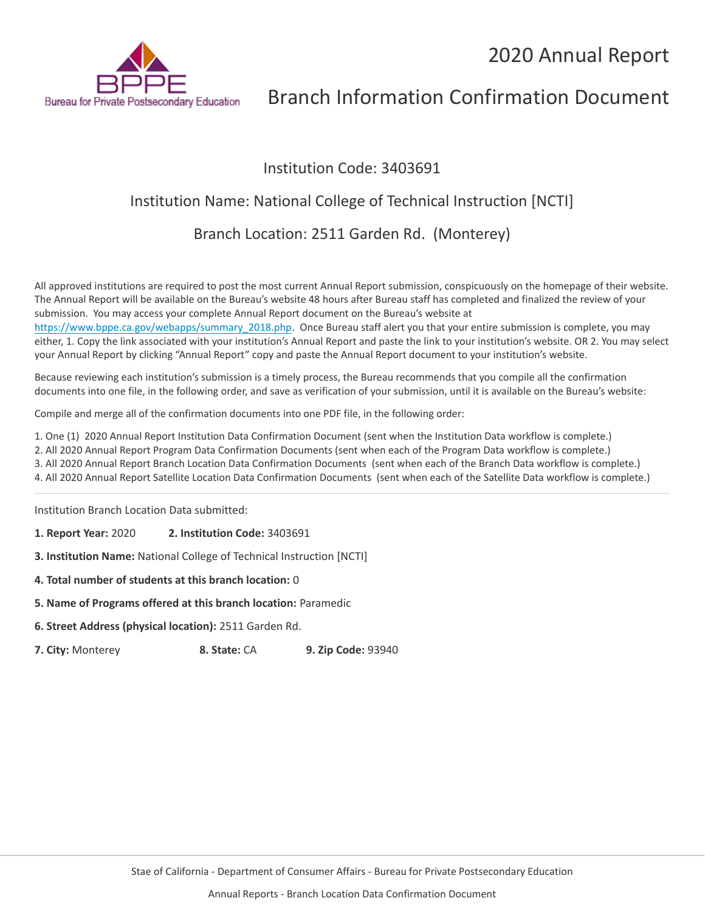# 2020 Annual Report

# Branch Information Confirmation Document

## Institution Code: 3403691

## Institution Name: National College of Technical Instruction [NCTI]

## Branch Location: 2511 Garden Rd. (Monterey)

All approved institutions are required to post the most current Annual Report submission, conspicuously on the homepage of their website. The Annual Report will be available on the Bureau's website 48 hours after Bureau staff has completed and finalized the review of your submission. You may access your complete Annual Report document on the Bureau's website at https://www.bppe.ca.gov/webapps/summary_2018.php. Once Bureau staff alert you that your entire submission is complete, you may either, 1. Copy the link associated with your institution's Annual Report and paste the link to your institution's website. OR 2. You may select your Annual Report by clicking "Annual Report" copy and paste the Annual Report document to your institution's website.

Because reviewing each institution's submission is a timely process, the Bureau recommends that you compile all the confirmation documents into one file, in the following order, and save as verification of your submission, until it is available on the Bureau's website:

Compile and merge all of the confirmation documents into one PDF file, in the following order:

1. One (1) 2020 Annual Report Institution Data Confirmation Document (sent when the Institution Data workflow is complete.)
2. All 2020 Annual Report Program Data Confirmation Documents (sent when each of the Program Data workflow is complete.)
3. All 2020 Annual Report Branch Location Data Confirmation Documents (sent when each of the Branch Data workflow is complete.)
4. All 2020 Annual Report Satellite Location Data Confirmation Documents (sent when each of the Satellite Data workflow is complete.)

---

Institution Branch Location Data submitted:

**1. Report Year:** 2020 **2. Institution Code:** 3403691

**3. Institution Name:** National College of Technical Instruction [NCTI]

**4. Total number of students at this branch location:** 0

**5. Name of Programs offered at this branch location:** Paramedic

**6. Street Address (physical location):** 2511 Garden Rd.

**7. City:** Monterey **8. State:** CA **9. Zip Code:** 93940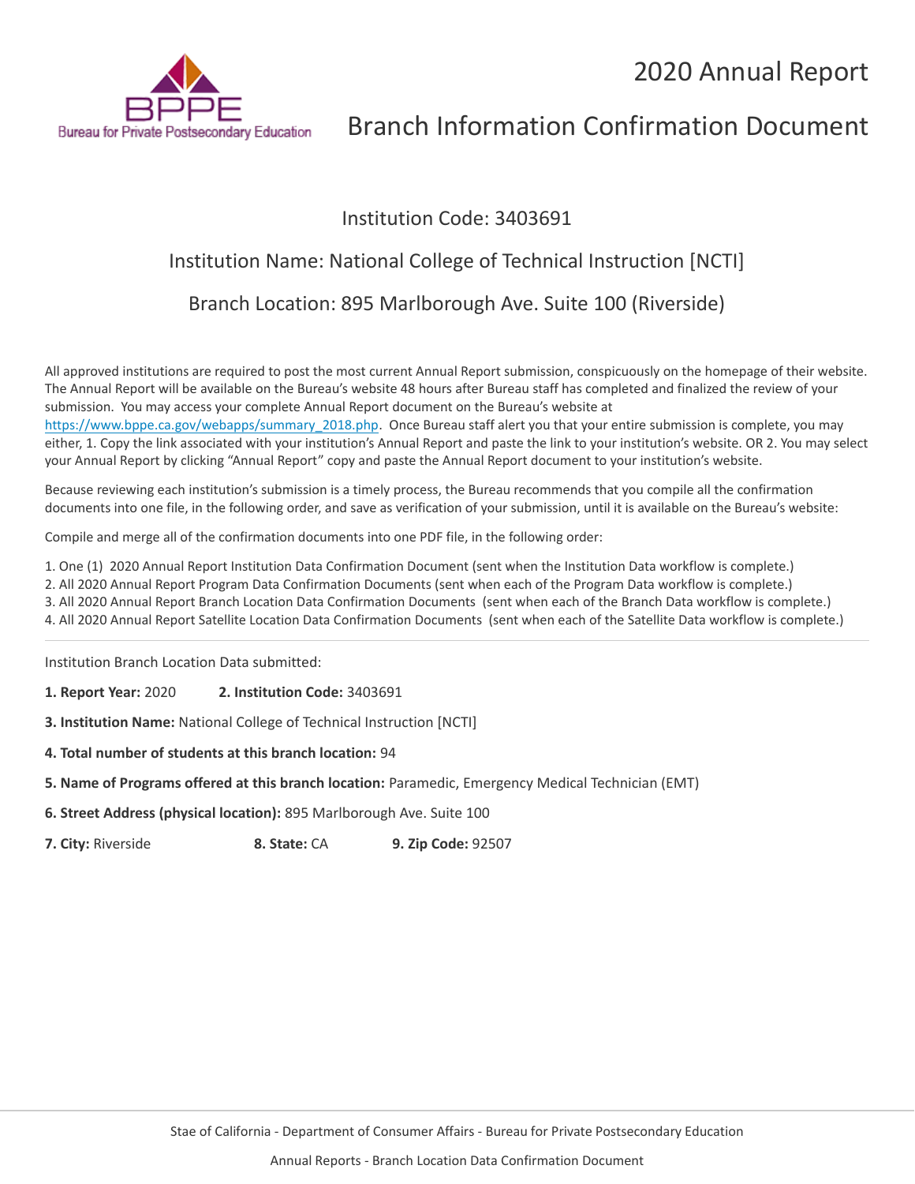Bureau for Private Postsecondary Education

# 2020 Annual Report

# Branch Information Confirmation Document

## Institution Code: 3403691

## Institution Name: National College of Technical Instruction [NCTI]

## Branch Location: 895 Marlborough Ave. Suite 100 (Riverside)

All approved institutions are required to post the most current Annual Report submission, conspicuously on the homepage of their website. The Annual Report will be available on the Bureau's website 48 hours after Bureau staff has completed and finalized the review of your submission. You may access your complete Annual Report document on the Bureau's website at https://www.bppe.ca.gov/webapps/summary_2018.php. Once Bureau staff alert you that your entire submission is complete, you may either, 1. Copy the link associated with your institution's Annual Report and paste the link to your institution's website. OR 2. You may select your Annual Report by clicking "Annual Report" copy and paste the Annual Report document to your institution's website.

Because reviewing each institution's submission is a timely process, the Bureau recommends that you compile all the confirmation documents into one file, in the following order, and save as verification of your submission, until it is available on the Bureau's website:

Compile and merge all of the confirmation documents into one PDF file, in the following order:

1. One (1) 2020 Annual Report Institution Data Confirmation Document (sent when the Institution Data workflow is complete.)
2. All 2020 Annual Report Program Data Confirmation Documents (sent when each of the Program Data workflow is complete.)
3. All 2020 Annual Report Branch Location Data Confirmation Documents (sent when each of the Branch Data workflow is complete.)
4. All 2020 Annual Report Satellite Location Data Confirmation Documents (sent when each of the Satellite Data workflow is complete.)

---

Institution Branch Location Data submitted:

**1. Report Year:** 2020 **2. Institution Code:** 3403691

**3. Institution Name:** National College of Technical Instruction [NCTI]

**4. Total number of students at this branch location:** 94

**5. Name of Programs offered at this branch location:** Paramedic, Emergency Medical Technician (EMT)

**6. Street Address (physical location):** 895 Marlborough Ave. Suite 100

**7. City:** Riverside **8. State:** CA **9. Zip Code:** 92507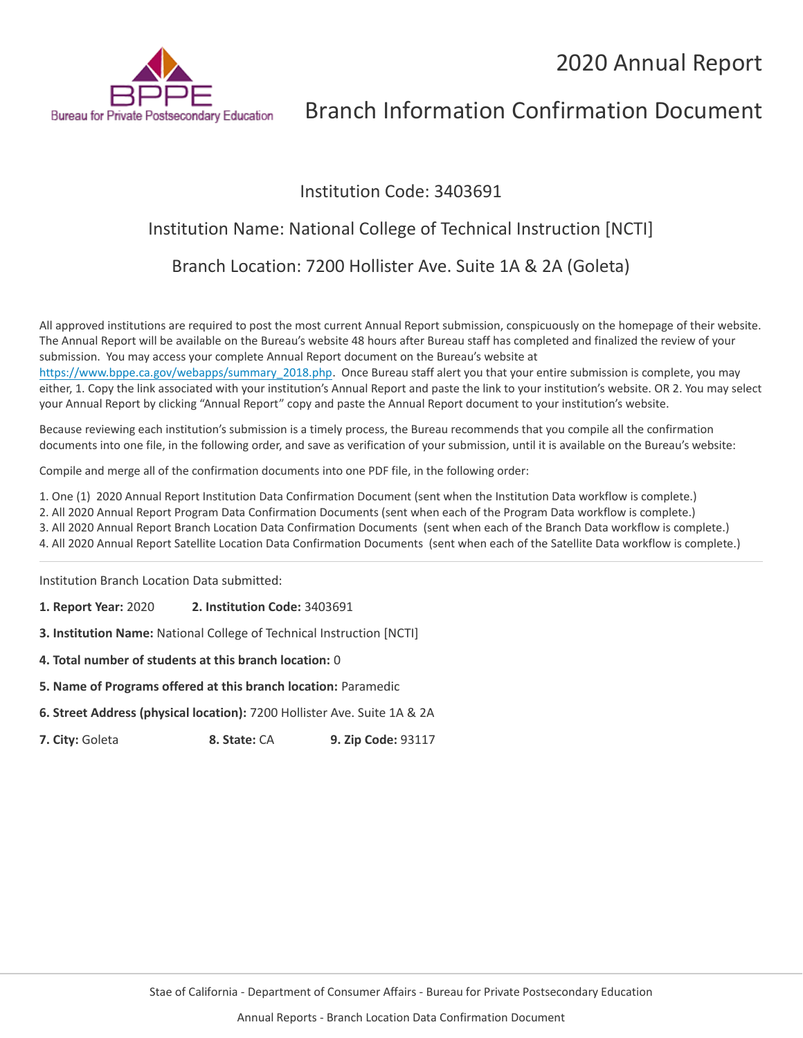# 2020 Annual Report

# Branch Information Confirmation Document

Institution Code: 3403691

Institution Name: National College of Technical Instruction [NCTI]

Branch Location: 7200 Hollister Ave. Suite 1A & 2A (Goleta)

All approved institutions are required to post the most current Annual Report submission, conspicuously on the homepage of their website. The Annual Report will be available on the Bureau's website 48 hours after Bureau staff has completed and finalized the review of your submission. You may access your complete Annual Report document on the Bureau's website at https://www.bppe.ca.gov/webapps/summary_2018.php. Once Bureau staff alert you that your entire submission is complete, you may either, 1. Copy the link associated with your institution's Annual Report and paste the link to your institution's website. OR 2. You may select your Annual Report by clicking "Annual Report" copy and paste the Annual Report document to your institution's website.

Because reviewing each institution's submission is a timely process, the Bureau recommends that you compile all the confirmation documents into one file, in the following order, and save as verification of your submission, until it is available on the Bureau's website:

Compile and merge all of the confirmation documents into one PDF file, in the following order:

1. One (1) 2020 Annual Report Institution Data Confirmation Document (sent when the Institution Data workflow is complete.)
2. All 2020 Annual Report Program Data Confirmation Documents (sent when each of the Program Data workflow is complete.)
3. All 2020 Annual Report Branch Location Data Confirmation Documents (sent when each of the Branch Data workflow is complete.)
4. All 2020 Annual Report Satellite Location Data Confirmation Documents (sent when each of the Satellite Data workflow is complete.)

---

Institution Branch Location Data submitted:

**1. Report Year:** 2020 **2. Institution Code:** 3403691

**3. Institution Name:** National College of Technical Instruction [NCTI]

**4. Total number of students at this branch location:** 0

**5. Name of Programs offered at this branch location:** Paramedic

**6. Street Address (physical location):** 7200 Hollister Ave. Suite 1A & 2A

**7. City:** Goleta **8. State:** CA **9. Zip Code:** 93117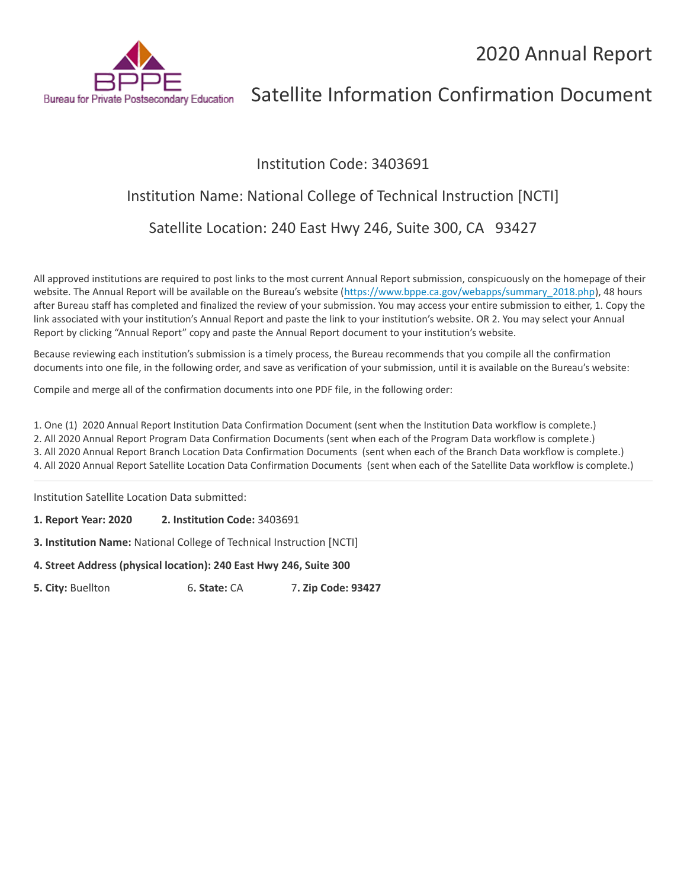# 2020 Annual Report

## Satellite Information Confirmation Document

Institution Code: 3403691

Institution Name: National College of Technical Instruction [NCTI]

Satellite Location: 240 East Hwy 246, Suite 300, CA 93427

All approved institutions are required to post links to the most current Annual Report submission, conspicuously on the homepage of their website. The Annual Report will be available on the Bureau's website (https://www.bppe.ca.gov/webapps/summary_2018.php), 48 hours after Bureau staff has completed and finalized the review of your submission. You may access your entire submission to either, 1. Copy the link associated with your institution's Annual Report and paste the link to your institution's website. OR 2. You may select your Annual Report by clicking "Annual Report" copy and paste the Annual Report document to your institution's website.

Because reviewing each institution's submission is a timely process, the Bureau recommends that you compile all the confirmation documents into one file, in the following order, and save as verification of your submission, until it is available on the Bureau's website:

Compile and merge all of the confirmation documents into one PDF file, in the following order:

1. One (1) 2020 Annual Report Institution Data Confirmation Document (sent when the Institution Data workflow is complete.)
2. All 2020 Annual Report Program Data Confirmation Documents (sent when each of the Program Data workflow is complete.)
3. All 2020 Annual Report Branch Location Data Confirmation Documents (sent when each of the Branch Data workflow is complete.)
4. All 2020 Annual Report Satellite Location Data Confirmation Documents (sent when each of the Satellite Data workflow is complete.)

---

Institution Satellite Location Data submitted:

**1. Report Year: 2020** **2. Institution Code:** 3403691

**3. Institution Name:** National College of Technical Instruction [NCTI]

**4. Street Address (physical location): 240 East Hwy 246, Suite 300**

**5. City:** Buellton 6**. State:** CA 7**. Zip Code: 93427**